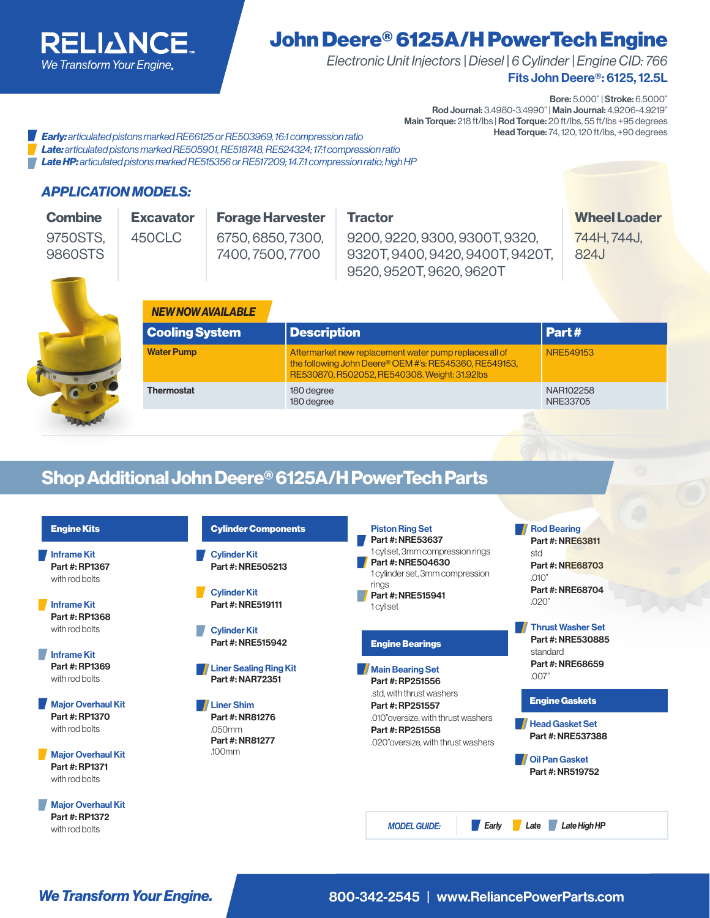RELIANCE™

*We Transform Your Engine.*

# John Deere® 6125A/H PowerTech Engine

*Electronic Unit Injectors | Diesel | 6 Cylinder | Engine CID: 766*

**Fits John Deere®: 6125, 12.5L**

**Bore:** 5.000" | **Stroke:** 6.5000"
**Rod Journal:** 3.4980-3.4990" | **Main Journal:** 4.9206-4.9219"
**Main Torque:** 218 ft/lbs | **Rod Torque:** 20 ft/lbs, 55 ft/lbs +95 degrees
**Head Torque:** 74, 120, 120 ft/lbs, +90 degrees

- ***Early:*** *articulated pistons marked RE66125 or RE503969, 16:1 compression ratio*
- ***Late:*** *articulated pistons marked RE505901, RE518748, RE524324; 17:1 compression ratio*
- ***Late HP:*** *articulated pistons marked RE515356 or RE517209; 14.7:1 compression ratio; high HP*

## APPLICATION MODELS:

| Combine | Excavator | Forage Harvester | Tractor | Wheel Loader |
|---|---|---|---|---|
| 9750STS, 9860STS | 450CLC | 6750, 6850, 7300, 7400, 7500, 7700 | 9200, 9220, 9300, 9300T, 9320, 9320T, 9400, 9420, 9400T, 9420T, 9520, 9520T, 9620, 9620T | 744H, 744J, 824J |

***NEW NOW AVAILABLE***

| Cooling System | Description | Part # |
|---|---|---|
| Water Pump | Aftermarket new replacement water pump replaces all of the following John Deere® OEM #'s: RE545360, RE549153, RE530870, R502052, RE540308. Weight: 31.92lbs | NRE549153 |
| Thermostat | 180 degree<br>180 degree | NAR102258<br>NRE33705 |

## Shop Additional John Deere® 6125A/H PowerTech Parts

### Engine Kits

**Inframe Kit** (Early)
**Part #: RP1367**
with rod bolts

**Inframe Kit** (Late)
**Part #: RP1368**
with rod bolts

**Inframe Kit** (Late High HP)
**Part #: RP1369**
with rod bolts

**Major Overhaul Kit** (Early)
**Part #: RP1370**
with rod bolts

**Major Overhaul Kit** (Late)
**Part #: RP1371**
with rod bolts

**Major Overhaul Kit** (Late High HP)
**Part #: RP1372**
with rod bolts

### Cylinder Components

**Cylinder Kit** (Early)
**Part #: NRE505213**

**Cylinder Kit** (Late)
**Part #: NRE519111**

**Cylinder Kit** (Late High HP)
**Part #: NRE515942**

**Liner Sealing Ring Kit**
**Part #: NAR72351**

**Liner Shim**
**Part #: NR81276**
.050mm
**Part #: NR81277**
.100mm

**Piston Ring Set**
**Part #: NRE53637** (Early)
1 cyl set, 3mm compression rings
**Part #: NRE504630** (Late)
1 cylinder set, 3mm compression rings
**Part #: NRE515941** (Late High HP)
1 cyl set

### Engine Bearings

**Main Bearing Set**
**Part #: RP251556**
.std, with thrust washers
**Part #: RP251557**
.010"oversize, with thrust washers
**Part #: RP251558**
.020"oversize, with thrust washers

**Rod Bearing**
**Part #: NRE63811**
std
**Part #: NRE68703**
.010"
**Part #: NRE68704**
.020"

**Thrust Washer Set**
**Part #: NRE530885**
standard
**Part #: NRE68659**
.007"

### Engine Gaskets

**Head Gasket Set**
**Part #: NRE537388**

**Oil Pan Gasket**
**Part #: NR519752**

*MODEL GUIDE:* *Early* | *Late* | *Late High HP*

***We Transform Your Engine.***

**800-342-2545 | www.ReliancePowerParts.com**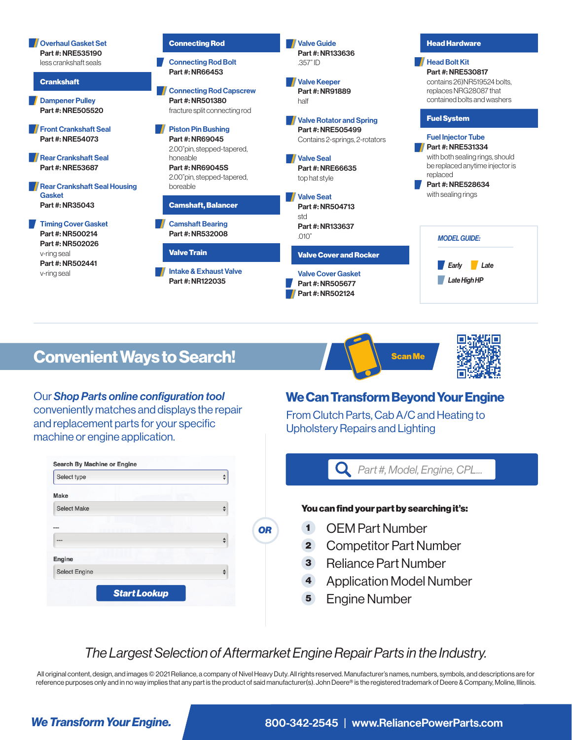**Overhaul Gasket Set**
Part #: NRE535190
less crankshaft seals

## Crankshaft

**Dampener Pulley**
Part #: NRE505520

**Front Crankshaft Seal**
Part #: NRE54073

**Rear Crankshaft Seal**
Part #: NRE53687

**Rear Crankshaft Seal Housing Gasket**
Part #: NR35043

**Timing Cover Gasket**
Part #: NR500214
Part #: NR502026
v-ring seal
Part #: NR502441
v-ring seal

## Connecting Rod

**Connecting Rod Bolt**
Part #: NR66453

**Connecting Rod Capscrew**
Part #: NR501380
fracture split connecting rod

**Piston Pin Bushing**
Part #: NR69045
2.00"pin, stepped-tapered, honeable
Part #: NR69045S
2.00"pin, stepped-tapered, boreable

## Camshaft, Balancer

**Camshaft Bearing**
Part #: NR532008

## Valve Train

**Intake & Exhaust Valve**
Part #: NR122035

**Valve Guide**
Part #: NR133636
.357" ID

**Valve Keeper**
Part #: NR91889
half

**Valve Rotator and Spring**
Part #: NRE505499
Contains 2-springs, 2-rotators

**Valve Seal**
Part #: NRE66635
top hat style

**Valve Seat**
Part #: NR504713
std
Part #: NR133637
.010"

## Valve Cover and Rocker

**Valve Cover Gasket**
Part #: NR505677
Part #: NR502124

## Head Hardware

**Head Bolt Kit**
Part #: NRE530817
contains 26)NR519524 bolts, replaces NRG28087 that contained bolts and washers

## Fuel System

**Fuel Injector Tube**
Part #: NRE531334
with both sealing rings, should be replaced anytime injector is replaced
Part #: NRE528634
with sealing rings

**MODEL GUIDE:**
Early
Late
Late High HP

# Convenient Ways to Search!

Scan Me

Our ***Shop Parts online configuration tool*** conveniently matches and displays the repair and replacement parts for your specific machine or engine application.

Search By Machine or Engine
Select type
Make
Select Make
---
---
Engine
Select Engine
**Start Lookup**

**OR**

## We Can Transform Beyond Your Engine

From Clutch Parts, Cab A/C and Heating to Upholstery Repairs and Lighting

Part #, Model, Engine, CPL...

**You can find your part by searching it's:**

1. OEM Part Number
2. Competitor Part Number
3. Reliance Part Number
4. Application Model Number
5. Engine Number

*The Largest Selection of Aftermarket Engine Repair Parts in the Industry.*

All original content, design, and images © 2021 Reliance, a company of Nivel Heavy Duty. All rights reserved. Manufacturer's names, numbers, symbols, and descriptions are for reference purposes only and in no way implies that any part is the product of said manufacturer(s). John Deere® is the registered trademark of Deere & Company, Moline, Illinois.

***We Transform Your Engine.***

**800-342-2545 | www.ReliancePowerParts.com**